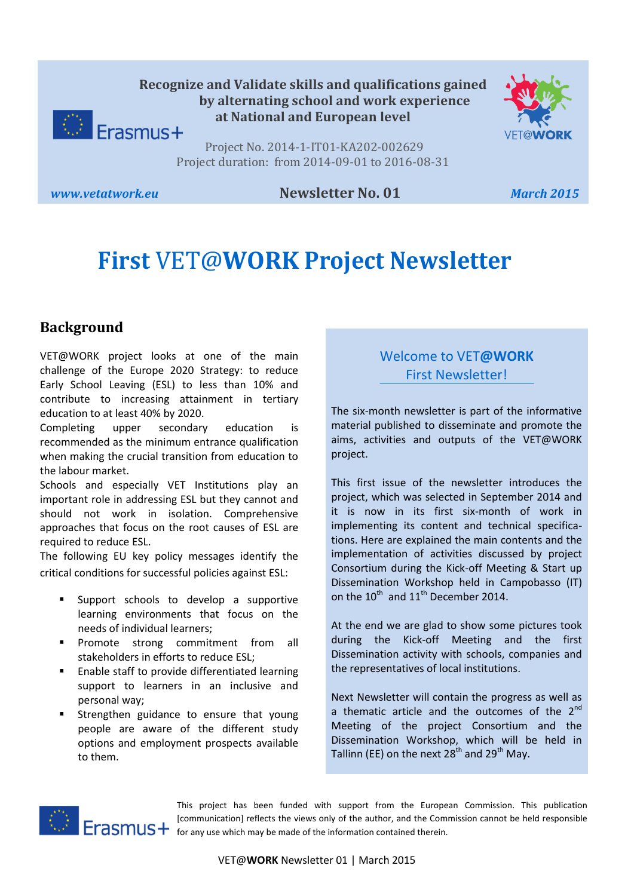**Recognize and Validate skills and qualifications gained by alternating school and work experience at National and European level**

Project No. 2014-1-IT01-KA202-002629
Project duration: from 2014-09-01 to 2016-08-31

*www.vetatwork.eu* **Newsletter No. 01** *March 2015*

# First VET@WORK Project Newsletter

## Background

VET@WORK project looks at one of the main challenge of the Europe 2020 Strategy: to reduce Early School Leaving (ESL) to less than 10% and contribute to increasing attainment in tertiary education to at least 40% by 2020.
Completing upper secondary education is recommended as the minimum entrance qualification when making the crucial transition from education to the labour market.
Schools and especially VET Institutions play an important role in addressing ESL but they cannot and should not work in isolation. Comprehensive approaches that focus on the root causes of ESL are required to reduce ESL.
The following EU key policy messages identify the critical conditions for successful policies against ESL:

- Support schools to develop a supportive learning environments that focus on the needs of individual learners;
- Promote strong commitment from all stakeholders in efforts to reduce ESL;
- Enable staff to provide differentiated learning support to learners in an inclusive and personal way;
- Strengthen guidance to ensure that young people are aware of the different study options and employment prospects available to them.

### Welcome to VET@WORK First Newsletter!

The six-month newsletter is part of the informative material published to disseminate and promote the aims, activities and outputs of the VET@WORK project.

This first issue of the newsletter introduces the project, which was selected in September 2014 and it is now in its first six-month of work in implementing its content and technical specifica-tions. Here are explained the main contents and the implementation of activities discussed by project Consortium during the Kick-off Meeting & Start up Dissemination Workshop held in Campobasso (IT) on the 10th and 11th December 2014.

At the end we are glad to show some pictures took during the Kick-off Meeting and the first Dissemination activity with schools, companies and the representatives of local institutions.

Next Newsletter will contain the progress as well as a thematic article and the outcomes of the 2nd Meeting of the project Consortium and the Dissemination Workshop, which will be held in Tallinn (EE) on the next 28th and 29th May.

This project has been funded with support from the European Commission. This publication [communication] reflects the views only of the author, and the Commission cannot be held responsible for any use which may be made of the information contained therein.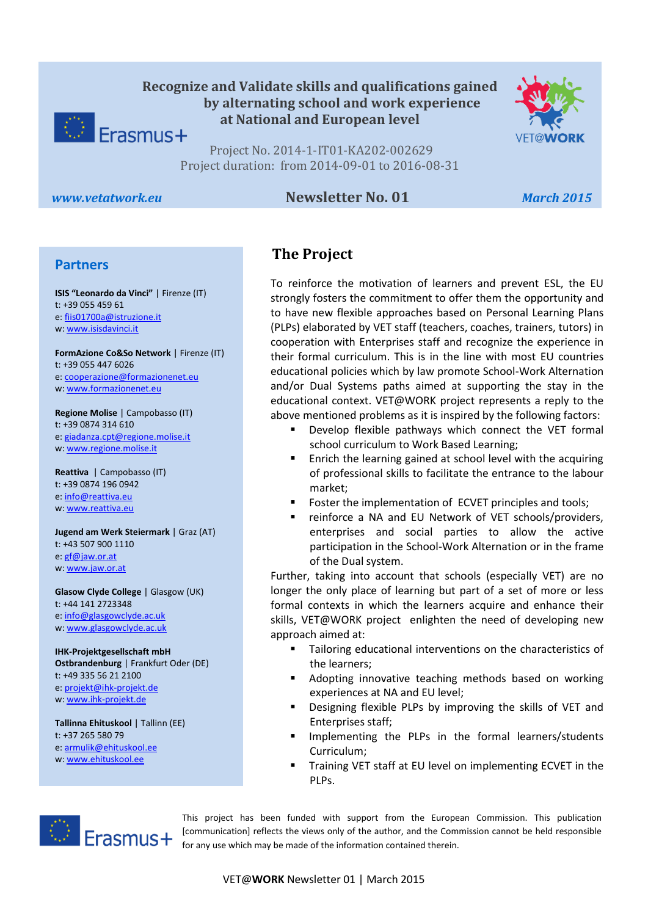# Recognize and Validate skills and qualifications gained by alternating school and work experience at National and European level

Project No. 2014-1-IT01-KA202-002629
Project duration: from 2014-09-01 to 2016-08-31

*www.vetatwork.eu* | **Newsletter No. 01** | *March 2015*

## Partners

**ISIS "Leonardo da Vinci"** | Firenze (IT)
t: +39 055 459 61
e: fiis01700a@istruzione.it
w: www.isisdavinci.it

**FormAzione Co&So Network** | Firenze (IT)
t: +39 055 447 6026
e: cooperazione@formazionenet.eu
w: www.formazionenet.eu

**Regione Molise** | Campobasso (IT)
t: +39 0874 314 610
e: giadanza.cpt@regione.molise.it
w: www.regione.molise.it

**Reattiva** | Campobasso (IT)
t: +39 0874 196 0942
e: info@reattiva.eu
w: www.reattiva.eu

**Jugend am Werk Steiermark** | Graz (AT)
t: +43 507 900 1110
e: gf@jaw.or.at
w: www.jaw.or.at

**Glasow Clyde College** | Glasgow (UK)
t: +44 141 2723348
e: info@glasgowclyde.ac.uk
w: www.glasgowclyde.ac.uk

**IHK-Projektgesellschaft mbH Ostbrandenburg** | Frankfurt Oder (DE)
t: +49 335 56 21 2100
e: projekt@ihk-projekt.de
w: www.ihk-projekt.de

**Tallinna Ehituskool** | Tallinn (EE)
t: +37 265 580 79
e: armulik@ehituskool.ee
w: www.ehituskool.ee

## The Project

To reinforce the motivation of learners and prevent ESL, the EU strongly fosters the commitment to offer them the opportunity and to have new flexible approaches based on Personal Learning Plans (PLPs) elaborated by VET staff (teachers, coaches, trainers, tutors) in cooperation with Enterprises staff and recognize the experience in their formal curriculum. This is in the line with most EU countries educational policies which by law promote School-Work Alternation and/or Dual Systems paths aimed at supporting the stay in the educational context. VET@WORK project represents a reply to the above mentioned problems as it is inspired by the following factors:

- Develop flexible pathways which connect the VET formal school curriculum to Work Based Learning;
- Enrich the learning gained at school level with the acquiring of professional skills to facilitate the entrance to the labour market;
- Foster the implementation of ECVET principles and tools;
- reinforce a NA and EU Network of VET schools/providers, enterprises and social parties to allow the active participation in the School-Work Alternation or in the frame of the Dual system.

Further, taking into account that schools (especially VET) are no longer the only place of learning but part of a set of more or less formal contexts in which the learners acquire and enhance their skills, VET@WORK project enlighten the need of developing new approach aimed at:

- Tailoring educational interventions on the characteristics of the learners;
- Adopting innovative teaching methods based on working experiences at NA and EU level;
- Designing flexible PLPs by improving the skills of VET and Enterprises staff;
- Implementing the PLPs in the formal learners/students Curriculum;
- Training VET staff at EU level on implementing ECVET in the PLPs.

This project has been funded with support from the European Commission. This publication [communication] reflects the views only of the author, and the Commission cannot be held responsible for any use which may be made of the information contained therein.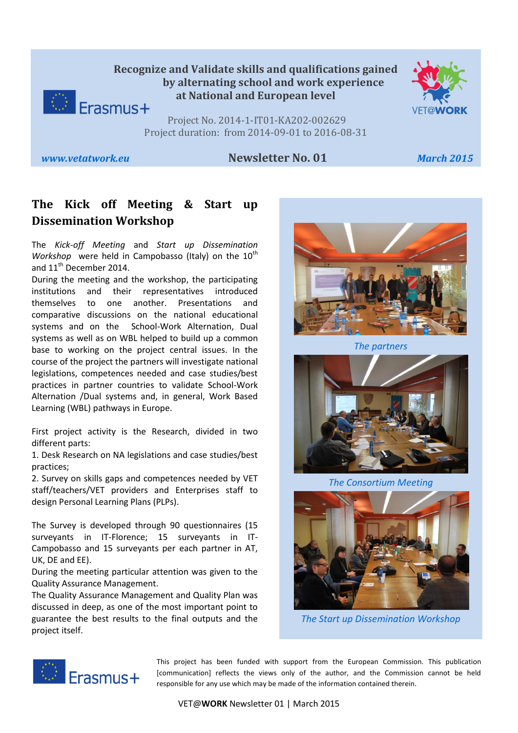Recognize and Validate skills and qualifications gained by alternating school and work experience at National and European level

Project No. 2014-1-IT01-KA202-002629
Project duration: from 2014-09-01 to 2016-08-31

*www.vetatwork.eu* **Newsletter No. 01** *March 2015*

## The Kick off Meeting & Start up Dissemination Workshop

The *Kick-off Meeting* and *Start up Dissemination Workshop* were held in Campobasso (Italy) on the 10th and 11th December 2014.

During the meeting and the workshop, the participating institutions and their representatives introduced themselves to one another. Presentations and comparative discussions on the national educational systems and on the School-Work Alternation, Dual systems as well as on WBL helped to build up a common base to working on the project central issues. In the course of the project the partners will investigate national legislations, competences needed and case studies/best practices in partner countries to validate School-Work Alternation /Dual systems and, in general, Work Based Learning (WBL) pathways in Europe.

First project activity is the Research, divided in two different parts:

1. Desk Research on NA legislations and case studies/best practices;
2. Survey on skills gaps and competences needed by VET staff/teachers/VET providers and Enterprises staff to design Personal Learning Plans (PLPs).

The Survey is developed through 90 questionnaires (15 surveyants in IT-Florence; 15 surveyants in IT-Campobasso and 15 surveyants per each partner in AT, UK, DE and EE).

During the meeting particular attention was given to the Quality Assurance Management.

The Quality Assurance Management and Quality Plan was discussed in deep, as one of the most important point to guarantee the best results to the final outputs and the project itself.

*The partners*

*The Consortium Meeting*

*The Start up Dissemination Workshop*

This project has been funded with support from the European Commission. This publication [communication] reflects the views only of the author, and the Commission cannot be held responsible for any use which may be made of the information contained therein.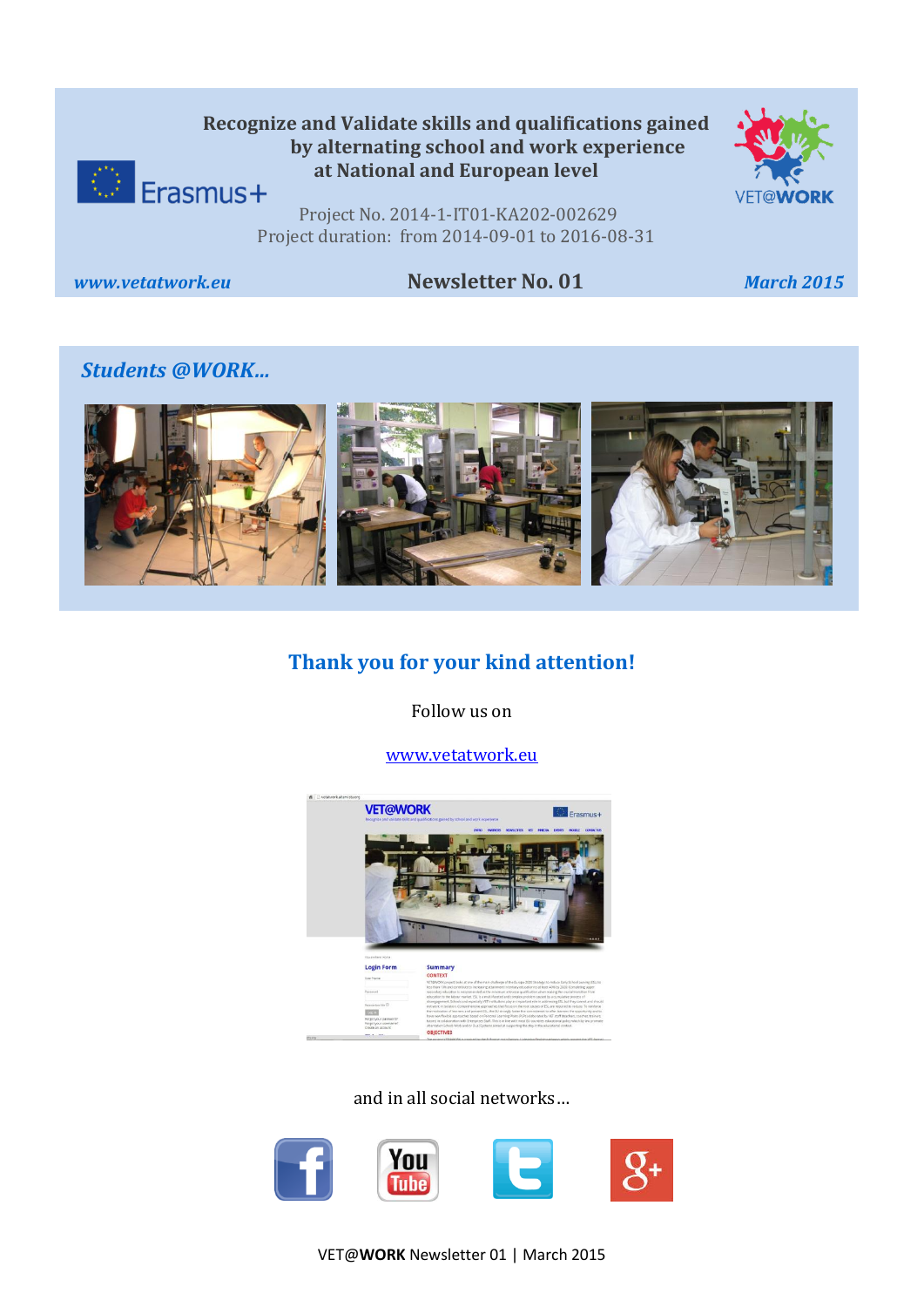Recognize and Validate skills and qualifications gained by alternating school and work experience at National and European level

Erasmus+

VET@WORK

Project No. 2014-1-IT01-KA202-002629
Project duration: from 2014-09-01 to 2016-08-31

*www.vetatwork.eu* **Newsletter No. 01** *March 2015*

## *Students @WORK...*

## Thank you for your kind attention!

Follow us on

[www.vetatwork.eu](www.vetatwork.eu)

and in all social networks...